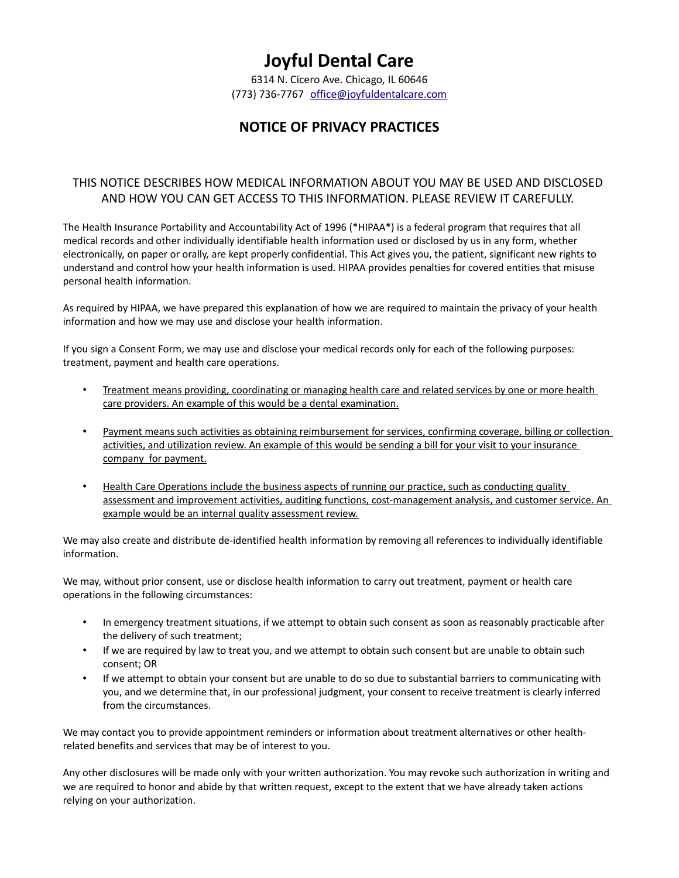# Joyful Dental Care

6314 N. Cicero Ave. Chicago, IL 60646
(773) 736-7767 office@joyfuldentalcare.com

## NOTICE OF PRIVACY PRACTICES

THIS NOTICE DESCRIBES HOW MEDICAL INFORMATION ABOUT YOU MAY BE USED AND DISCLOSED AND HOW YOU CAN GET ACCESS TO THIS INFORMATION. PLEASE REVIEW IT CAREFULLY.

The Health Insurance Portability and Accountability Act of 1996 (*HIPAA*) is a federal program that requires that all medical records and other individually identifiable health information used or disclosed by us in any form, whether electronically, on paper or orally, are kept properly confidential. This Act gives you, the patient, significant new rights to understand and control how your health information is used. HIPAA provides penalties for covered entities that misuse personal health information.

As required by HIPAA, we have prepared this explanation of how we are required to maintain the privacy of your health information and how we may use and disclose your health information.

If you sign a Consent Form, we may use and disclose your medical records only for each of the following purposes: treatment, payment and health care operations.

- Treatment means providing, coordinating or managing health care and related services by one or more health care providers. An example of this would be a dental examination.
- Payment means such activities as obtaining reimbursement for services, confirming coverage, billing or collection activities, and utilization review. An example of this would be sending a bill for your visit to your insurance company for payment.
- Health Care Operations include the business aspects of running our practice, such as conducting quality assessment and improvement activities, auditing functions, cost-management analysis, and customer service. An example would be an internal quality assessment review.

We may also create and distribute de-identified health information by removing all references to individually identifiable information.

We may, without prior consent, use or disclose health information to carry out treatment, payment or health care operations in the following circumstances:

- In emergency treatment situations, if we attempt to obtain such consent as soon as reasonably practicable after the delivery of such treatment;
- If we are required by law to treat you, and we attempt to obtain such consent but are unable to obtain such consent; OR
- If we attempt to obtain your consent but are unable to do so due to substantial barriers to communicating with you, and we determine that, in our professional judgment, your consent to receive treatment is clearly inferred from the circumstances.

We may contact you to provide appointment reminders or information about treatment alternatives or other health-related benefits and services that may be of interest to you.

Any other disclosures will be made only with your written authorization. You may revoke such authorization in writing and we are required to honor and abide by that written request, except to the extent that we have already taken actions relying on your authorization.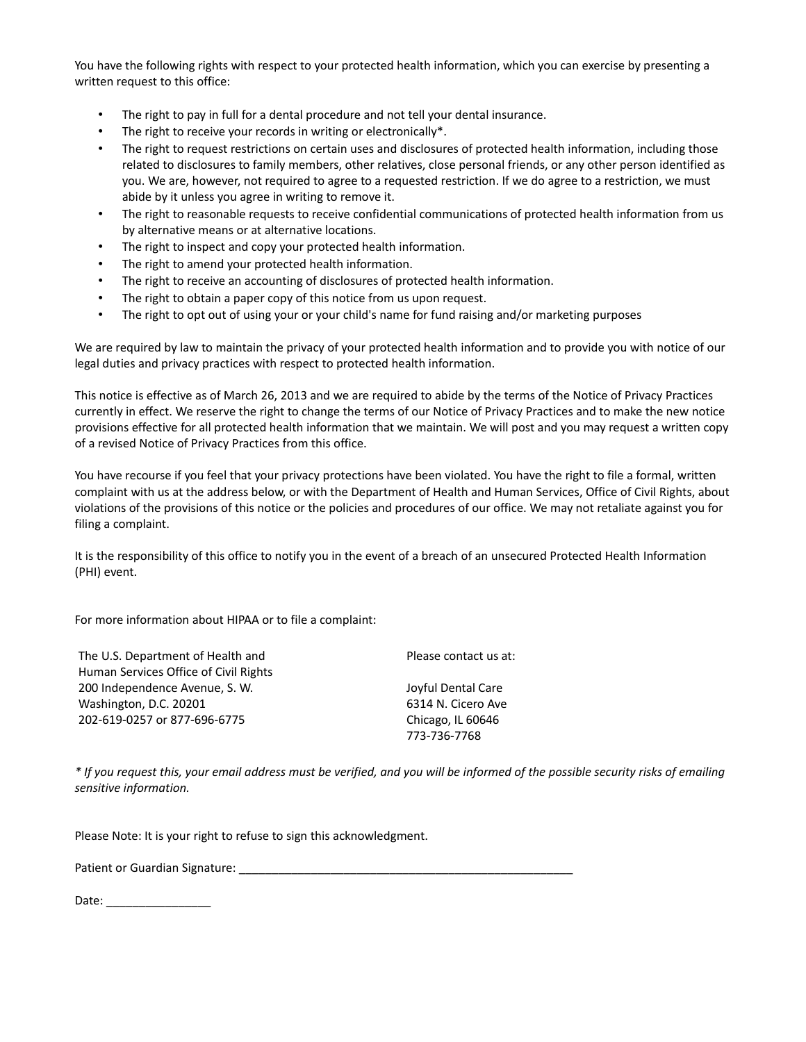You have the following rights with respect to your protected health information, which you can exercise by presenting a written request to this office:

- The right to pay in full for a dental procedure and not tell your dental insurance.
- The right to receive your records in writing or electronically*.
- The right to request restrictions on certain uses and disclosures of protected health information, including those related to disclosures to family members, other relatives, close personal friends, or any other person identified as you. We are, however, not required to agree to a requested restriction. If we do agree to a restriction, we must abide by it unless you agree in writing to remove it.
- The right to reasonable requests to receive confidential communications of protected health information from us by alternative means or at alternative locations.
- The right to inspect and copy your protected health information.
- The right to amend your protected health information.
- The right to receive an accounting of disclosures of protected health information.
- The right to obtain a paper copy of this notice from us upon request.
- The right to opt out of using your or your child's name for fund raising and/or marketing purposes

We are required by law to maintain the privacy of your protected health information and to provide you with notice of our legal duties and privacy practices with respect to protected health information.

This notice is effective as of March 26, 2013 and we are required to abide by the terms of the Notice of Privacy Practices currently in effect. We reserve the right to change the terms of our Notice of Privacy Practices and to make the new notice provisions effective for all protected health information that we maintain. We will post and you may request a written copy of a revised Notice of Privacy Practices from this office.

You have recourse if you feel that your privacy protections have been violated. You have the right to file a formal, written complaint with us at the address below, or with the Department of Health and Human Services, Office of Civil Rights, about violations of the provisions of this notice or the policies and procedures of our office. We may not retaliate against you for filing a complaint.

It is the responsibility of this office to notify you in the event of a breach of an unsecured Protected Health Information (PHI) event.

For more information about HIPAA or to file a complaint:

The U.S. Department of Health and
Human Services Office of Civil Rights
200 Independence Avenue, S. W.
Washington, D.C. 20201
202-619-0257 or 877-696-6775

Please contact us at:

Joyful Dental Care
6314 N. Cicero Ave
Chicago, IL 60646
773-736-7768

*\* If you request this, your email address must be verified, and you will be informed of the possible security risks of emailing sensitive information.*

Please Note: It is your right to refuse to sign this acknowledgment.

Patient or Guardian Signature: ____________________________________________________

Date: ________________